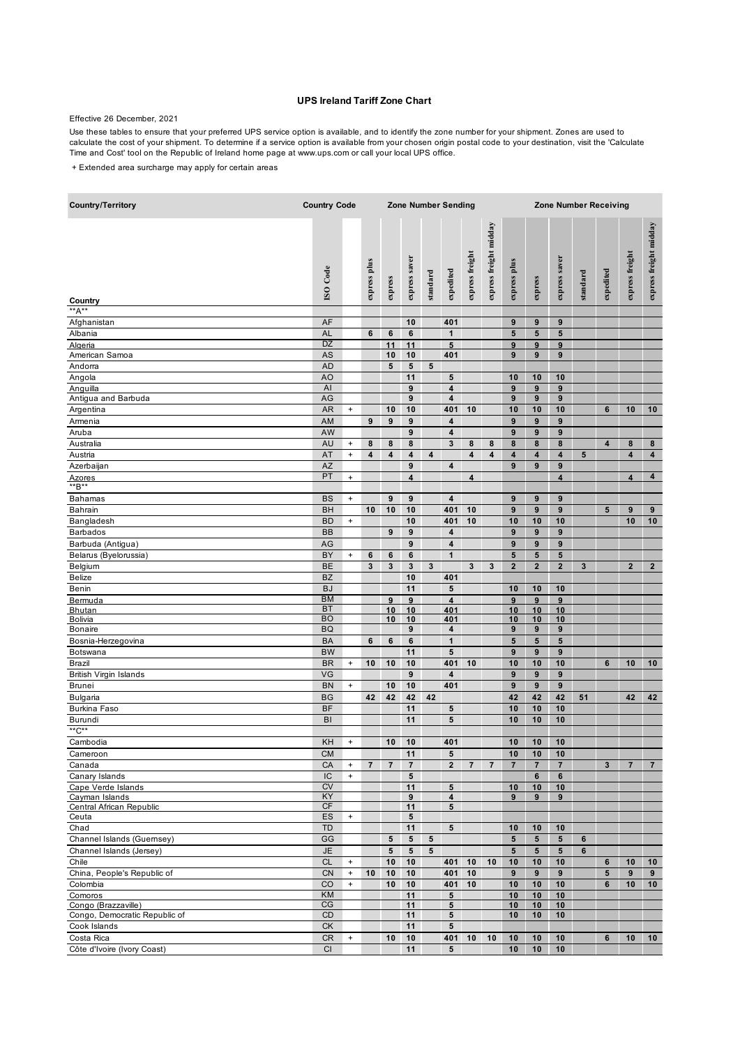# UPS Ireland Tariff Zone Chart

Effective 26 December, 2021

Use these tables to ensure that your preferred UPS service option is available, and to identify the zone number for your shipment. Zones are used to calculate the cost of your shipment. To determine if a service option is available from your chosen origin postal code to your destination, visit the 'Calculate Time and Cost' tool on the Republic of Ireland home page at www.ups.com or call your local UPS office.

+ Extended area surcharge may apply for certain areas

| Country/Territory | Country Code | | Zone Number Sending | | | | | | | Zone Number Receiving | | | | | | |
|---|---|---|---|---|---|---|---|---|---|---|---|---|---|---|---|---|
| Country | ISO Code | | express plus | express | express saver | standard | expedited | express freight | express freight midday | express plus | express | express saver | standard | expedited | express freight | express freight midday |
| **A** | | | | | | | | | | | | | | | | |
| Afghanistan | AF | | | | 10 | | 401 | | | 9 | 9 | 9 | | | | |
| Albania | AL | | 6 | 6 | 6 | | 1 | | | 5 | 5 | 5 | | | | |
| Algeria | DZ | | | 11 | 11 | | 5 | | | 9 | 9 | 9 | | | | |
| American Samoa | AS | | | 10 | 10 | | 401 | | | 9 | 9 | 9 | | | | |
| Andorra | AD | | | 5 | 5 | 5 | | | | | | | | | | |
| Angola | AO | | | | 11 | | 5 | | | 10 | 10 | 10 | | | | |
| Anguilla | AI | | | | 9 | | 4 | | | 9 | 9 | 9 | | | | |
| Antigua and Barbuda | AG | | | | 9 | | 4 | | | 9 | 9 | 9 | | | | |
| Argentina | AR | + | | 10 | 10 | | 401 | 10 | | 10 | 10 | 10 | | 6 | 10 | 10 |
| Armenia | AM | | 9 | 9 | 9 | | 4 | | | 9 | 9 | 9 | | | | |
| Aruba | AW | | | | 9 | | 4 | | | 9 | 9 | 9 | | | | |
| Australia | AU | + | 8 | 8 | 8 | | 3 | 8 | 8 | 8 | 8 | 8 | | 4 | 8 | 8 |
| Austria | AT | + | 4 | 4 | 4 | 4 | | 4 | 4 | 4 | 4 | 4 | 5 | | 4 | 4 |
| Azerbaijan | AZ | | | | 9 | | 4 | | | 9 | 9 | 9 | | | | |
| Azores | PT | + | | | 4 | | | 4 | | | | 4 | | | 4 | 4 |
| **B** | | | | | | | | | | | | | | | | |
| Bahamas | BS | + | | 9 | 9 | | 4 | | | 9 | 9 | 9 | | | | |
| Bahrain | BH | | 10 | 10 | 10 | | 401 | 10 | | 9 | 9 | 9 | | 5 | 9 | 9 |
| Bangladesh | BD | + | | | 10 | | 401 | 10 | | 10 | 10 | 10 | | | 10 | 10 |
| Barbados | BB | | | 9 | 9 | | 4 | | | 9 | 9 | 9 | | | | |
| Barbuda (Antigua) | AG | | | | 9 | | 4 | | | 9 | 9 | 9 | | | | |
| Belarus (Byelorussia) | BY | + | 6 | 6 | 6 | | 1 | | | 5 | 5 | 5 | | | | |
| Belgium | BE | | 3 | 3 | 3 | 3 | | 3 | 3 | 2 | 2 | 2 | 3 | | 2 | 2 |
| Belize | BZ | | | | 10 | | 401 | | | | | | | | | |
| Benin | BJ | | | | 11 | | 5 | | | 10 | 10 | 10 | | | | |
| Bermuda | BM | | | 9 | 9 | | 4 | | | 9 | 9 | 9 | | | | |
| Bhutan | BT | | | 10 | 10 | | 401 | | | 10 | 10 | 10 | | | | |
| Bolivia | BO | | | 10 | 10 | | 401 | | | 10 | 10 | 10 | | | | |
| Bonaire | BQ | | | | 9 | | 4 | | | 9 | 9 | 9 | | | | |
| Bosnia-Herzegovina | BA | | 6 | 6 | 6 | | 1 | | | 5 | 5 | 5 | | | | |
| Botswana | BW | | | | 11 | | 5 | | | 9 | 9 | 9 | | | | |
| Brazil | BR | + | 10 | 10 | 10 | | 401 | 10 | | 10 | 10 | 10 | | 6 | 10 | 10 |
| British Virgin Islands | VG | | | | 9 | | 4 | | | 9 | 9 | 9 | | | | |
| Brunei | BN | + | | 10 | 10 | | 401 | | | 9 | 9 | 9 | | | | |
| Bulgaria | BG | | 42 | 42 | 42 | 42 | | | | 42 | 42 | 42 | 51 | | 42 | 42 |
| Burkina Faso | BF | | | | 11 | | 5 | | | 10 | 10 | 10 | | | | |
| Burundi | BI | | | | 11 | | 5 | | | 10 | 10 | 10 | | | | |
| **C** | | | | | | | | | | | | | | | | |
| Cambodia | KH | + | | 10 | 10 | | 401 | | | 10 | 10 | 10 | | | | |
| Cameroon | CM | | | | 11 | | 5 | | | 10 | 10 | 10 | | | | |
| Canada | CA | + | 7 | 7 | 7 | | 2 | 7 | 7 | 7 | 7 | 7 | | 3 | 7 | 7 |
| Canary Islands | IC | + | | | 5 | | | | | | 6 | 6 | | | | |
| Cape Verde Islands | CV | | | | 11 | | 5 | | | 10 | 10 | 10 | | | | |
| Cayman Islands | KY | | | | 9 | | 4 | | | 9 | 9 | 9 | | | | |
| Central African Republic | CF | | | | 11 | | 5 | | | | | | | | | |
| Ceuta | ES | + | | | 5 | | | | | | | | | | | |
| Chad | TD | | | | 11 | | 5 | | | 10 | 10 | 10 | | | | |
| Channel Islands (Guernsey) | GG | | | 5 | 5 | 5 | | | | 5 | 5 | 5 | 6 | | | |
| Channel Islands (Jersey) | JE | | | 5 | 5 | 5 | | | | 5 | 5 | 5 | 6 | | | |
| Chile | CL | + | | 10 | 10 | | 401 | 10 | 10 | 10 | 10 | 10 | | 6 | 10 | 10 |
| China, People's Republic of | CN | + | 10 | 10 | 10 | | 401 | 10 | | 9 | 9 | 9 | | 5 | 9 | 9 |
| Colombia | CO | + | | 10 | 10 | | 401 | 10 | | 10 | 10 | 10 | | 6 | 10 | 10 |
| Comoros | KM | | | | 11 | | 5 | | | 10 | 10 | 10 | | | | |
| Congo (Brazzaville) | CG | | | | 11 | | 5 | | | 10 | 10 | 10 | | | | |
| Congo, Democratic Republic of | CD | | | | 11 | | 5 | | | 10 | 10 | 10 | | | | |
| Cook Islands | CK | | | | 11 | | 5 | | | | | | | | | |
| Costa Rica | CR | + | | 10 | 10 | | 401 | 10 | 10 | 10 | 10 | 10 | | 6 | 10 | 10 |
| Côte d'Ivoire (Ivory Coast) | CI | | | | 11 | | 5 | | | 10 | 10 | 10 | | | | |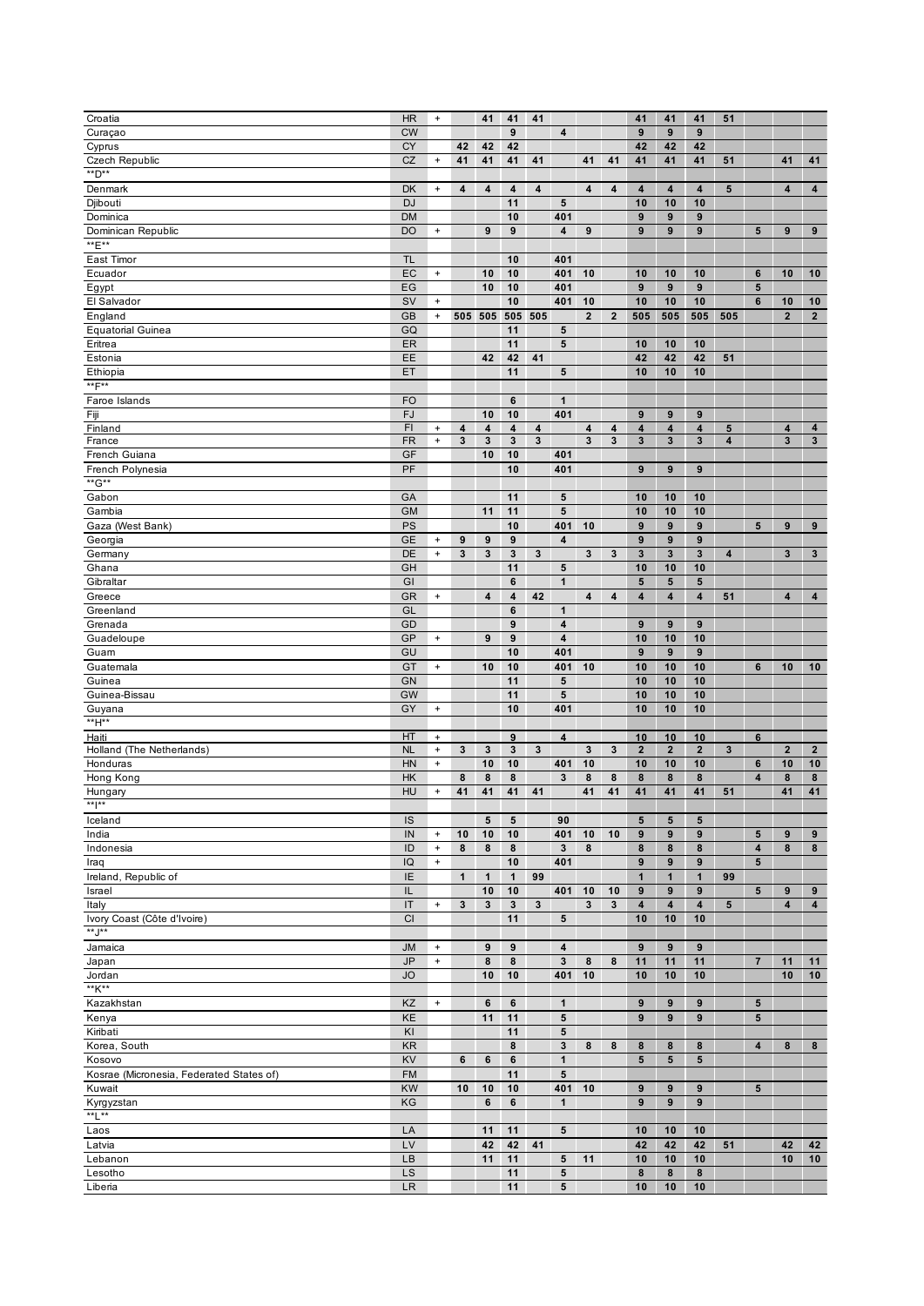| | | | | | | | | | | | | | | | | |
|---|---|---|---|---|---|---|---|---|---|---|---|---|---|---|---|---|
| Croatia | HR | + | | 41 | 41 | 41 | | | | 41 | 41 | 41 | 51 | | | |
| Curaçao | CW | | | | 9 | | 4 | | | 9 | 9 | 9 | | | | |
| Cyprus | CY | | 42 | 42 | 42 | | | | | 42 | 42 | 42 | | | | |
| Czech Republic | CZ | + | 41 | 41 | 41 | 41 | | 41 | 41 | 41 | 41 | 41 | 51 | | 41 | 41 |
| **D** | | | | | | | | | | | | | | | | |
| Denmark | DK | + | 4 | 4 | 4 | 4 | | 4 | 4 | 4 | 4 | 4 | 5 | | 4 | 4 |
| Djibouti | DJ | | | | 11 | | 5 | | | 10 | 10 | 10 | | | | |
| Dominica | DM | | | | 10 | | 401 | | | 9 | 9 | 9 | | | | |
| Dominican Republic | DO | + | | 9 | 9 | | 4 | 9 | | 9 | 9 | 9 | | 5 | 9 | 9 |
| **E** | | | | | | | | | | | | | | | | |
| East Timor | TL | | | | 10 | | 401 | | | | | | | | | |
| Ecuador | EC | + | | 10 | 10 | | 401 | 10 | | 10 | 10 | 10 | | 6 | 10 | 10 |
| Egypt | EG | | | 10 | 10 | | 401 | | | 9 | 9 | 9 | | 5 | | |
| El Salvador | SV | + | | | 10 | | 401 | 10 | | 10 | 10 | 10 | | 6 | 10 | 10 |
| England | GB | + | 505 | 505 | 505 | 505 | | 2 | 2 | 505 | 505 | 505 | 505 | | 2 | 2 |
| Equatorial Guinea | GQ | | | | 11 | | 5 | | | | | | | | | |
| Eritrea | ER | | | | 11 | | 5 | | | 10 | 10 | 10 | | | | |
| Estonia | EE | | | 42 | 42 | 41 | | | | 42 | 42 | 42 | 51 | | | |
| Ethiopia | ET | | | | 11 | | 5 | | | 10 | 10 | 10 | | | | |
| **F** | | | | | | | | | | | | | | | | |
| Faroe Islands | FO | | | | 6 | | 1 | | | | | | | | | |
| Fiji | FJ | | | 10 | 10 | | 401 | | | 9 | 9 | 9 | | | | |
| Finland | FI | + | 4 | 4 | 4 | 4 | | 4 | 4 | 4 | 4 | 4 | 5 | | 4 | 4 |
| France | FR | + | 3 | 3 | 3 | 3 | | 3 | 3 | 3 | 3 | 3 | 4 | | 3 | 3 |
| French Guiana | GF | | | 10 | 10 | | 401 | | | | | | | | | |
| French Polynesia | PF | | | | 10 | | 401 | | | 9 | 9 | 9 | | | | |
| **G** | | | | | | | | | | | | | | | | |
| Gabon | GA | | | | 11 | | 5 | | | 10 | 10 | 10 | | | | |
| Gambia | GM | | | 11 | 11 | | 5 | | | 10 | 10 | 10 | | | | |
| Gaza (West Bank) | PS | | | | 10 | | 401 | 10 | | 9 | 9 | 9 | | 5 | 9 | 9 |
| Georgia | GE | + | 9 | 9 | 9 | | 4 | | | 9 | 9 | 9 | | | | |
| Germany | DE | + | 3 | 3 | 3 | 3 | | 3 | 3 | 3 | 3 | 3 | 4 | | 3 | 3 |
| Ghana | GH | | | | 11 | | 5 | | | 10 | 10 | 10 | | | | |
| Gibraltar | GI | | | | 6 | | 1 | | | 5 | 5 | 5 | | | | |
| Greece | GR | + | | 4 | 4 | 42 | | 4 | 4 | 4 | 4 | 4 | 51 | | 4 | 4 |
| Greenland | GL | | | | 6 | | 1 | | | | | | | | | |
| Grenada | GD | | | | 9 | | 4 | | | 9 | 9 | 9 | | | | |
| Guadeloupe | GP | + | | 9 | 9 | | 4 | | | 10 | 10 | 10 | | | | |
| Guam | GU | | | | 10 | | 401 | | | 9 | 9 | 9 | | | | |
| Guatemala | GT | + | | 10 | 10 | | 401 | 10 | | 10 | 10 | 10 | | 6 | 10 | 10 |
| Guinea | GN | | | | 11 | | 5 | | | 10 | 10 | 10 | | | | |
| Guinea-Bissau | GW | | | | 11 | | 5 | | | 10 | 10 | 10 | | | | |
| Guyana | GY | + | | | 10 | | 401 | | | 10 | 10 | 10 | | | | |
| **H** | | | | | | | | | | | | | | | | |
| Haiti | HT | + | | | 9 | | 4 | | | 10 | 10 | 10 | | 6 | | |
| Holland (The Netherlands) | NL | + | 3 | 3 | 3 | 3 | | 3 | 3 | 2 | 2 | 2 | 3 | | 2 | 2 |
| Honduras | HN | + | | 10 | 10 | | 401 | 10 | | 10 | 10 | 10 | | 6 | 10 | 10 |
| Hong Kong | HK | | 8 | 8 | 8 | | 3 | 8 | 8 | 8 | 8 | 8 | | 4 | 8 | 8 |
| Hungary | HU | + | 41 | 41 | 41 | 41 | | 41 | 41 | 41 | 41 | 41 | 51 | | 41 | 41 |
| **I** | | | | | | | | | | | | | | | | |
| Iceland | IS | | | 5 | 5 | | 90 | | | 5 | 5 | 5 | | | | |
| India | IN | + | 10 | 10 | 10 | | 401 | 10 | 10 | 9 | 9 | 9 | | 5 | 9 | 9 |
| Indonesia | ID | + | 8 | 8 | 8 | | 3 | 8 | | 8 | 8 | 8 | | 4 | 8 | 8 |
| Iraq | IQ | + | | | 10 | | 401 | | | 9 | 9 | 9 | | 5 | | |
| Ireland, Republic of | IE | | 1 | 1 | 1 | 99 | | | | 1 | 1 | 1 | 99 | | | |
| Israel | IL | | | 10 | 10 | | 401 | 10 | 10 | 9 | 9 | 9 | | 5 | 9 | 9 |
| Italy | IT | + | 3 | 3 | 3 | 3 | | 3 | 3 | 4 | 4 | 4 | 5 | | 4 | 4 |
| Ivory Coast (Côte d'Ivoire) | CI | | | | 11 | | 5 | | | 10 | 10 | 10 | | | | |
| **J** | | | | | | | | | | | | | | | | |
| Jamaica | JM | + | | 9 | 9 | | 4 | | | 9 | 9 | 9 | | | | |
| Japan | JP | + | | 8 | 8 | | 3 | 8 | 8 | 11 | 11 | 11 | | 7 | 11 | 11 |
| Jordan | JO | | | 10 | 10 | | 401 | 10 | | 10 | 10 | 10 | | | 10 | 10 |
| **K** | | | | | | | | | | | | | | | | |
| Kazakhstan | KZ | + | | 6 | 6 | | 1 | | | 9 | 9 | 9 | | 5 | | |
| Kenya | KE | | | 11 | 11 | | 5 | | | 9 | 9 | 9 | | 5 | | |
| Kiribati | KI | | | | 11 | | 5 | | | | | | | | | |
| Korea, South | KR | | | | 8 | | 3 | 8 | 8 | 8 | 8 | 8 | | 4 | 8 | 8 |
| Kosovo | KV | | 6 | 6 | 6 | | 1 | | | 5 | 5 | 5 | | | | |
| Kosrae (Micronesia, Federated States of) | FM | | | | 11 | | 5 | | | | | | | | | |
| Kuwait | KW | | 10 | 10 | 10 | | 401 | 10 | | 9 | 9 | 9 | | 5 | | |
| Kyrgyzstan | KG | | | 6 | 6 | | 1 | | | 9 | 9 | 9 | | | | |
| **L** | | | | | | | | | | | | | | | | |
| Laos | LA | | | 11 | 11 | | 5 | | | 10 | 10 | 10 | | | | |
| Latvia | LV | | | 42 | 42 | 41 | | | | 42 | 42 | 42 | 51 | | 42 | 42 |
| Lebanon | LB | | | 11 | 11 | | 5 | 11 | | 10 | 10 | 10 | | | 10 | 10 |
| Lesotho | LS | | | | 11 | | 5 | | | 8 | 8 | 8 | | | | |
| Liberia | LR | | | | 11 | | 5 | | | 10 | 10 | 10 | | | | |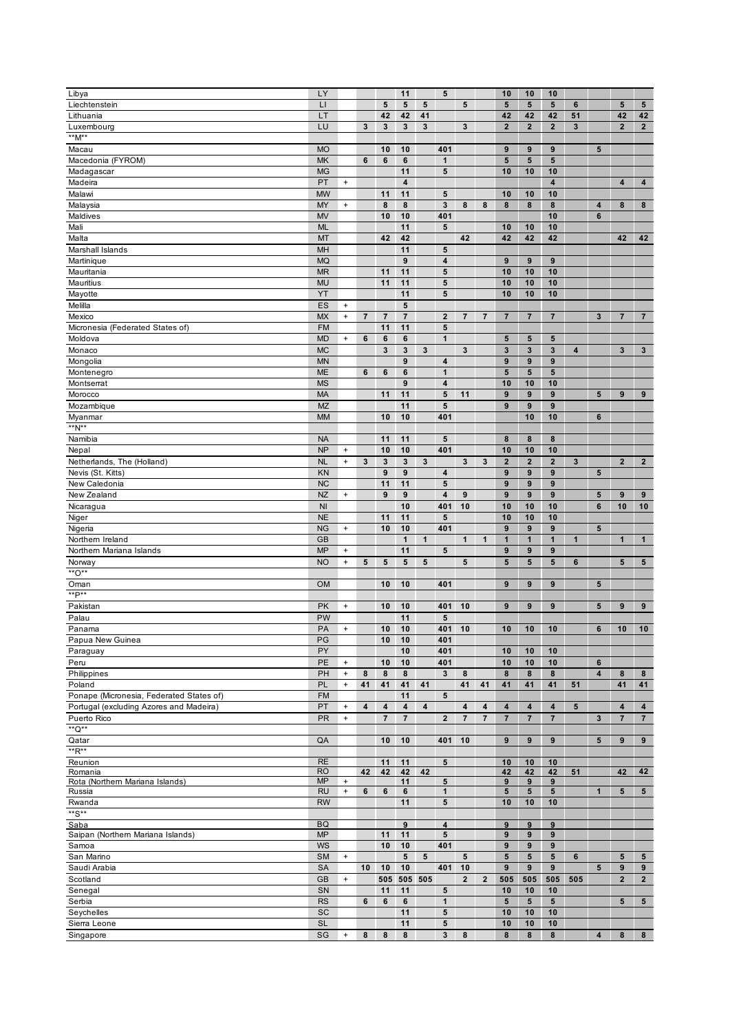| | | | | | | | | | | | | | | | | |
|---|---|---|---|---|---|---|---|---|---|---|---|---|---|---|---|---|
| Libya | LY | | | | 11 | | 5 | | | 10 | 10 | 10 | | | | |
| Liechtenstein | LI | | | 5 | 5 | 5 | | 5 | | 5 | 5 | 5 | 6 | | 5 | 5 |
| Lithuania | LT | | | 42 | 42 | 41 | | | | 42 | 42 | 42 | 51 | | 42 | 42 |
| Luxembourg | LU | | 3 | 3 | 3 | 3 | | 3 | | 2 | 2 | 2 | 3 | | 2 | 2 |
| \*\*M\*\* | | | | | | | | | | | | | | | | |
| Macau | MO | | | 10 | 10 | | 401 | | | 9 | 9 | 9 | | 5 | | |
| Macedonia (FYROM) | MK | | 6 | 6 | 6 | | 1 | | | 5 | 5 | 5 | | | | |
| Madagascar | MG | | | | 11 | | 5 | | | 10 | 10 | 10 | | | | |
| Madeira | PT | + | | | 4 | | | | | | | 4 | | | 4 | 4 |
| Malawi | MW | | | 11 | 11 | | 5 | | | 10 | 10 | 10 | | | | |
| Malaysia | MY | + | | 8 | 8 | | 3 | 8 | 8 | 8 | 8 | 8 | | 4 | 8 | 8 |
| Maldives | MV | | | 10 | 10 | | 401 | | | | | 10 | | 6 | | |
| Mali | ML | | | | 11 | | 5 | | | 10 | 10 | 10 | | | | |
| Malta | MT | | | 42 | 42 | | | 42 | | 42 | 42 | 42 | | | 42 | 42 |
| Marshall Islands | MH | | | | 11 | | 5 | | | | | | | | | |
| Martinique | MQ | | | | 9 | | 4 | | | 9 | 9 | 9 | | | | |
| Mauritania | MR | | | 11 | 11 | | 5 | | | 10 | 10 | 10 | | | | |
| Mauritius | MU | | | 11 | 11 | | 5 | | | 10 | 10 | 10 | | | | |
| Mayotte | YT | | | | 11 | | 5 | | | 10 | 10 | 10 | | | | |
| Melilla | ES | + | | | 5 | | | | | | | | | | | |
| Mexico | MX | + | 7 | 7 | 7 | | 2 | 7 | 7 | 7 | 7 | 7 | | 3 | 7 | 7 |
| Micronesia (Federated States of) | FM | | | 11 | 11 | | 5 | | | | | | | | | |
| Moldova | MD | + | 6 | 6 | 6 | | 1 | | | 5 | 5 | 5 | | | | |
| Monaco | MC | | | 3 | 3 | 3 | | 3 | | 3 | 3 | 3 | 4 | | 3 | 3 |
| Mongolia | MN | | | | 9 | | 4 | | | 9 | 9 | 9 | | | | |
| Montenegro | ME | | 6 | 6 | 6 | | 1 | | | 5 | 5 | 5 | | | | |
| Montserrat | MS | | | | 9 | | 4 | | | 10 | 10 | 10 | | | | |
| Morocco | MA | | | 11 | 11 | | 5 | 11 | | 9 | 9 | 9 | | 5 | 9 | 9 |
| Mozambique | MZ | | | | 11 | | 5 | | | 9 | 9 | 9 | | | | |
| Myanmar | MM | | | 10 | 10 | | 401 | | | | 10 | 10 | | 6 | | |
| \*\*N\*\* | | | | | | | | | | | | | | | | |
| Namibia | NA | | | 11 | 11 | | 5 | | | 8 | 8 | 8 | | | | |
| Nepal | NP | + | | 10 | 10 | | 401 | | | 10 | 10 | 10 | | | | |
| Netherlands, The (Holland) | NL | + | 3 | 3 | 3 | 3 | | 3 | 3 | 2 | 2 | 2 | 3 | | 2 | 2 |
| Nevis (St. Kitts) | KN | | | 9 | 9 | | 4 | | | 9 | 9 | 9 | | 5 | | |
| New Caledonia | NC | | | 11 | 11 | | 5 | | | 9 | 9 | 9 | | | | |
| New Zealand | NZ | + | | 9 | 9 | | 4 | 9 | | 9 | 9 | 9 | | 5 | 9 | 9 |
| Nicaragua | NI | | | | 10 | | 401 | 10 | | 10 | 10 | 10 | | 6 | 10 | 10 |
| Niger | NE | | | 11 | 11 | | 5 | | | 10 | 10 | 10 | | | | |
| Nigeria | NG | + | | 10 | 10 | | 401 | | | 9 | 9 | 9 | | 5 | | |
| Northern Ireland | GB | | | | 1 | 1 | | 1 | 1 | 1 | 1 | 1 | 1 | | 1 | 1 |
| Northern Mariana Islands | MP | + | | | 11 | | 5 | | | 9 | 9 | 9 | | | | |
| Norway | NO | + | 5 | 5 | 5 | 5 | | 5 | | 5 | 5 | 5 | 6 | | 5 | 5 |
| \*\*O\*\* | | | | | | | | | | | | | | | | |
| Oman | OM | | | 10 | 10 | | 401 | | | 9 | 9 | 9 | | 5 | | |
| \*\*P\*\* | | | | | | | | | | | | | | | | |
| Pakistan | PK | + | | 10 | 10 | | 401 | 10 | | 9 | 9 | 9 | | 5 | 9 | 9 |
| Palau | PW | | | | 11 | | 5 | | | | | | | | | |
| Panama | PA | + | | 10 | 10 | | 401 | 10 | | 10 | 10 | 10 | | 6 | 10 | 10 |
| Papua New Guinea | PG | | | 10 | 10 | | 401 | | | | | | | | | |
| Paraguay | PY | | | | 10 | | 401 | | | 10 | 10 | 10 | | | | |
| Peru | PE | + | | 10 | 10 | | 401 | | | 10 | 10 | 10 | | 6 | | |
| Philippines | PH | + | 8 | 8 | 8 | | 3 | 8 | | 8 | 8 | 8 | | 4 | 8 | 8 |
| Poland | PL | + | 41 | 41 | 41 | 41 | | 41 | 41 | 41 | 41 | 41 | 51 | | 41 | 41 |
| Ponape (Micronesia, Federated States of) | FM | | | | 11 | | 5 | | | | | | | | | |
| Portugal (excluding Azores and Madeira) | PT | + | 4 | 4 | 4 | 4 | | 4 | 4 | 4 | 4 | 4 | 5 | | 4 | 4 |
| Puerto Rico | PR | + | | 7 | 7 | | 2 | 7 | 7 | 7 | 7 | 7 | | 3 | 7 | 7 |
| \*\*Q\*\* | | | | | | | | | | | | | | | | |
| Qatar | QA | | | 10 | 10 | | 401 | 10 | | 9 | 9 | 9 | | 5 | 9 | 9 |
| \*\*R\*\* | | | | | | | | | | | | | | | | |
| Reunion | RE | | | 11 | 11 | | 5 | | | 10 | 10 | 10 | | | | |
| Romania | RO | | 42 | 42 | 42 | 42 | | | | 42 | 42 | 42 | 51 | | 42 | 42 |
| Rota (Northern Mariana Islands) | MP | + | | | 11 | | 5 | | | 9 | 9 | 9 | | | | |
| Russia | RU | + | 6 | 6 | 6 | | 1 | | | 5 | 5 | 5 | | 1 | 5 | 5 |
| Rwanda | RW | | | | 11 | | 5 | | | 10 | 10 | 10 | | | | |
| \*\*S\*\* | | | | | | | | | | | | | | | | |
| Saba | BQ | | | | 9 | | 4 | | | 9 | 9 | 9 | | | | |
| Saipan (Northern Mariana Islands) | MP | | | 11 | 11 | | 5 | | | 9 | 9 | 9 | | | | |
| Samoa | WS | | | 10 | 10 | | 401 | | | 9 | 9 | 9 | | | | |
| San Marino | SM | + | | | 5 | 5 | | 5 | | 5 | 5 | 5 | 6 | | 5 | 5 |
| Saudi Arabia | SA | | 10 | 10 | 10 | | 401 | 10 | | 9 | 9 | 9 | | 5 | 9 | 9 |
| Scotland | GB | + | | 505 | 505 | 505 | | 2 | 2 | 505 | 505 | 505 | 505 | | 2 | 2 |
| Senegal | SN | | | 11 | 11 | | 5 | | | 10 | 10 | 10 | | | | |
| Serbia | RS | | 6 | 6 | 6 | | 1 | | | 5 | 5 | 5 | | | 5 | 5 |
| Seychelles | SC | | | | 11 | | 5 | | | 10 | 10 | 10 | | | | |
| Sierra Leone | SL | | | | 11 | | 5 | | | 10 | 10 | 10 | | | | |
| Singapore | SG | + | 8 | 8 | 8 | | 3 | 8 | | 8 | 8 | 8 | | 4 | 8 | 8 |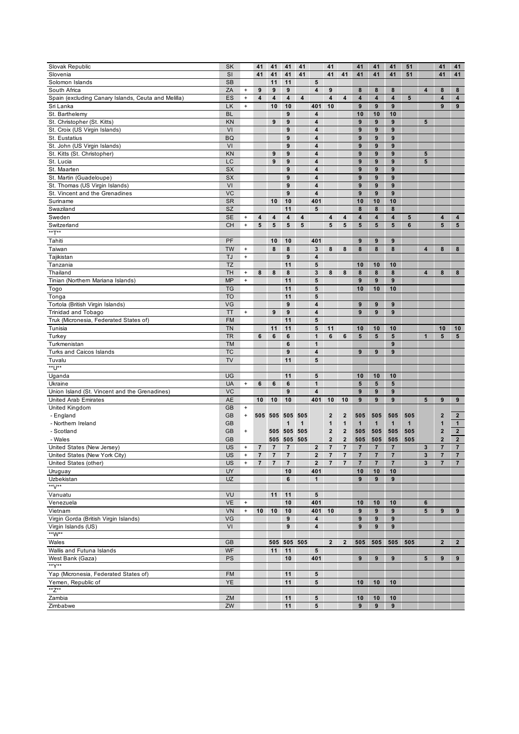| | | | | | | | | | | | | | | | | | |
|---|---|---|---|---|---|---|---|---|---|---|---|---|---|---|---|---|---|
| Slovak Republic | SK | | 41 | 41 | 41 | 41 | | 41 | | 41 | 41 | 41 | 51 | | 41 | 41 |
| Slovenia | SI | | 41 | 41 | 41 | 41 | | 41 | 41 | 41 | 41 | 41 | 51 | | 41 | 41 |
| Solomon Islands | SB | | | 11 | 11 | | 5 | | | | | | | | | |
| South Africa | ZA | + | 9 | 9 | 9 | | 4 | 9 | | 8 | 8 | 8 | | 4 | 8 | 8 |
| Spain (excluding Canary Islands, Ceuta and Melilla) | ES | + | 4 | 4 | 4 | 4 | | 4 | 4 | 4 | 4 | 4 | 5 | | 4 | 4 |
| Sri Lanka | LK | + | | 10 | 10 | | 401 | 10 | | 9 | 9 | 9 | | | 9 | 9 |
| St. Barthelemy | BL | | | | 9 | | 4 | | | 10 | 10 | 10 | | | | |
| St. Christopher (St. Kitts) | KN | | | 9 | 9 | | 4 | | | 9 | 9 | 9 | | 5 | | |
| St. Croix (US Virgin Islands) | VI | | | | 9 | | 4 | | | 9 | 9 | 9 | | | | |
| St. Eustatius | BQ | | | | 9 | | 4 | | | 9 | 9 | 9 | | | | |
| St. John (US Virgin Islands) | VI | | | | 9 | | 4 | | | 9 | 9 | 9 | | | | |
| St. Kitts (St. Christopher) | KN | | | 9 | 9 | | 4 | | | 9 | 9 | 9 | | 5 | | |
| St. Lucia | LC | | | 9 | 9 | | 4 | | | 9 | 9 | 9 | | 5 | | |
| St. Maarten | SX | | | | 9 | | 4 | | | 9 | 9 | 9 | | | | |
| St. Martin (Guadeloupe) | SX | | | | 9 | | 4 | | | 9 | 9 | 9 | | | | |
| St. Thomas (US Virgin Islands) | VI | | | | 9 | | 4 | | | 9 | 9 | 9 | | | | |
| St. Vincent and the Grenadines | VC | | | | 9 | | 4 | | | 9 | 9 | 9 | | | | |
| Suriname | SR | | | 10 | 10 | | 401 | | | 10 | 10 | 10 | | | | |
| Swaziland | SZ | | | | 11 | | 5 | | | 8 | 8 | 8 | | | | |
| Sweden | SE | + | 4 | 4 | 4 | 4 | | 4 | 4 | 4 | 4 | 4 | 5 | | 4 | 4 |
| Switzerland | CH | + | 5 | 5 | 5 | 5 | | 5 | 5 | 5 | 5 | 5 | 6 | | 5 | 5 |
| **T** | | | | | | | | | | | | | | | | |
| Tahiti | PF | | | 10 | 10 | | 401 | | | 9 | 9 | 9 | | | | |
| Taiwan | TW | + | | 8 | 8 | | 3 | 8 | 8 | 8 | 8 | 8 | | 4 | 8 | 8 |
| Tajikistan | TJ | + | | | 9 | | 4 | | | | | | | | | |
| Tanzania | TZ | | | | 11 | | 5 | | | 10 | 10 | 10 | | | | |
| Thailand | TH | + | 8 | 8 | 8 | | 3 | 8 | 8 | 8 | 8 | 8 | | 4 | 8 | 8 |
| Tinian (Northern Mariana Islands) | MP | + | | | 11 | | 5 | | | 9 | 9 | 9 | | | | |
| Togo | TG | | | | 11 | | 5 | | | 10 | 10 | 10 | | | | |
| Tonga | TO | | | | 11 | | 5 | | | | | | | | | |
| Tortola (British Virgin Islands) | VG | | | | 9 | | 4 | | | 9 | 9 | 9 | | | | |
| Trinidad and Tobago | TT | + | | 9 | 9 | | 4 | | | 9 | 9 | 9 | | | | |
| Truk (Micronesia, Federated States of) | FM | | | | 11 | | 5 | | | | | | | | | |
| Tunisia | TN | | | 11 | 11 | | 5 | 11 | | 10 | 10 | 10 | | | 10 | 10 |
| Turkey | TR | | 6 | 6 | 6 | | 1 | 6 | 6 | 5 | 5 | 5 | | 1 | 5 | 5 |
| Turkmenistan | TM | | | | 6 | | 1 | | | | | 9 | | | | |
| Turks and Caicos Islands | TC | | | | 9 | | 4 | | | 9 | 9 | 9 | | | | |
| Tuvalu | TV | | | | 11 | | 5 | | | | | | | | | |
| **U** | | | | | | | | | | | | | | | | |
| Uganda | UG | | | | 11 | | 5 | | | 10 | 10 | 10 | | | | |
| Ukraine | UA | + | 6 | 6 | 6 | | 1 | | | 5 | 5 | 5 | | | | |
| Union Island (St. Vincent and the Grenadines) | VC | | | | 9 | | 4 | | | 9 | 9 | 9 | | | | |
| United Arab Emirates | AE | | 10 | 10 | 10 | | 401 | 10 | 10 | 9 | 9 | 9 | | 5 | 9 | 9 |
| United Kingdom | GB | + | | | | | | | | | | | | | | |
| - England | GB | + | 505 | 505 | 505 | 505 | | 2 | 2 | 505 | 505 | 505 | 505 | | 2 | 2 |
| - Northern Ireland | GB | | | | 1 | 1 | | 1 | 1 | 1 | 1 | 1 | 1 | | 1 | 1 |
| - Scotland | GB | + | | 505 | 505 | 505 | | 2 | 2 | 505 | 505 | 505 | 505 | | 2 | 2 |
| - Wales | GB | | | 505 | 505 | 505 | | 2 | 2 | 505 | 505 | 505 | 505 | | 2 | 2 |
| United States (New Jersey) | US | + | 7 | 7 | 7 | | 2 | 7 | 7 | 7 | 7 | 7 | | 3 | 7 | 7 |
| United States (New York City) | US | + | 7 | 7 | 7 | | 2 | 7 | 7 | 7 | 7 | 7 | | 3 | 7 | 7 |
| United States (other) | US | + | 7 | 7 | 7 | | 2 | 7 | 7 | 7 | 7 | 7 | | 3 | 7 | 7 |
| Uruguay | UY | | | | 10 | | 401 | | | 10 | 10 | 10 | | | | |
| Uzbekistan | UZ | | | | 6 | | 1 | | | 9 | 9 | 9 | | | | |
| **V** | | | | | | | | | | | | | | | | |
| Vanuatu | VU | | | 11 | 11 | | 5 | | | | | | | | | |
| Venezuela | VE | + | | | 10 | | 401 | | | 10 | 10 | 10 | | 6 | | |
| Vietnam | VN | + | 10 | 10 | 10 | | 401 | 10 | | 9 | 9 | 9 | | 5 | 9 | 9 |
| Virgin Gorda (British Virgin Islands) | VG | | | | 9 | | 4 | | | 9 | 9 | 9 | | | | |
| Virgin Islands (US) | VI | | | | 9 | | 4 | | | 9 | 9 | 9 | | | | |
| **W** | | | | | | | | | | | | | | | | |
| Wales | GB | | | 505 | 505 | 505 | | 2 | 2 | 505 | 505 | 505 | 505 | | 2 | 2 |
| Wallis and Futuna Islands | WF | | | 11 | 11 | | 5 | | | | | | | | | |
| West Bank (Gaza) | PS | | | | 10 | | 401 | | | 9 | 9 | 9 | | 5 | 9 | 9 |
| **Y** | | | | | | | | | | | | | | | | |
| Yap (Micronesia, Federated States of) | FM | | | | 11 | | 5 | | | | | | | | | |
| Yemen, Republic of | YE | | | | 11 | | 5 | | | 10 | 10 | 10 | | | | |
| **Z** | | | | | | | | | | | | | | | | |
| Zambia | ZM | | | | 11 | | 5 | | | 10 | 10 | 10 | | | | |
| Zimbabwe | ZW | | | | 11 | | 5 | | | 9 | 9 | 9 | | | | |